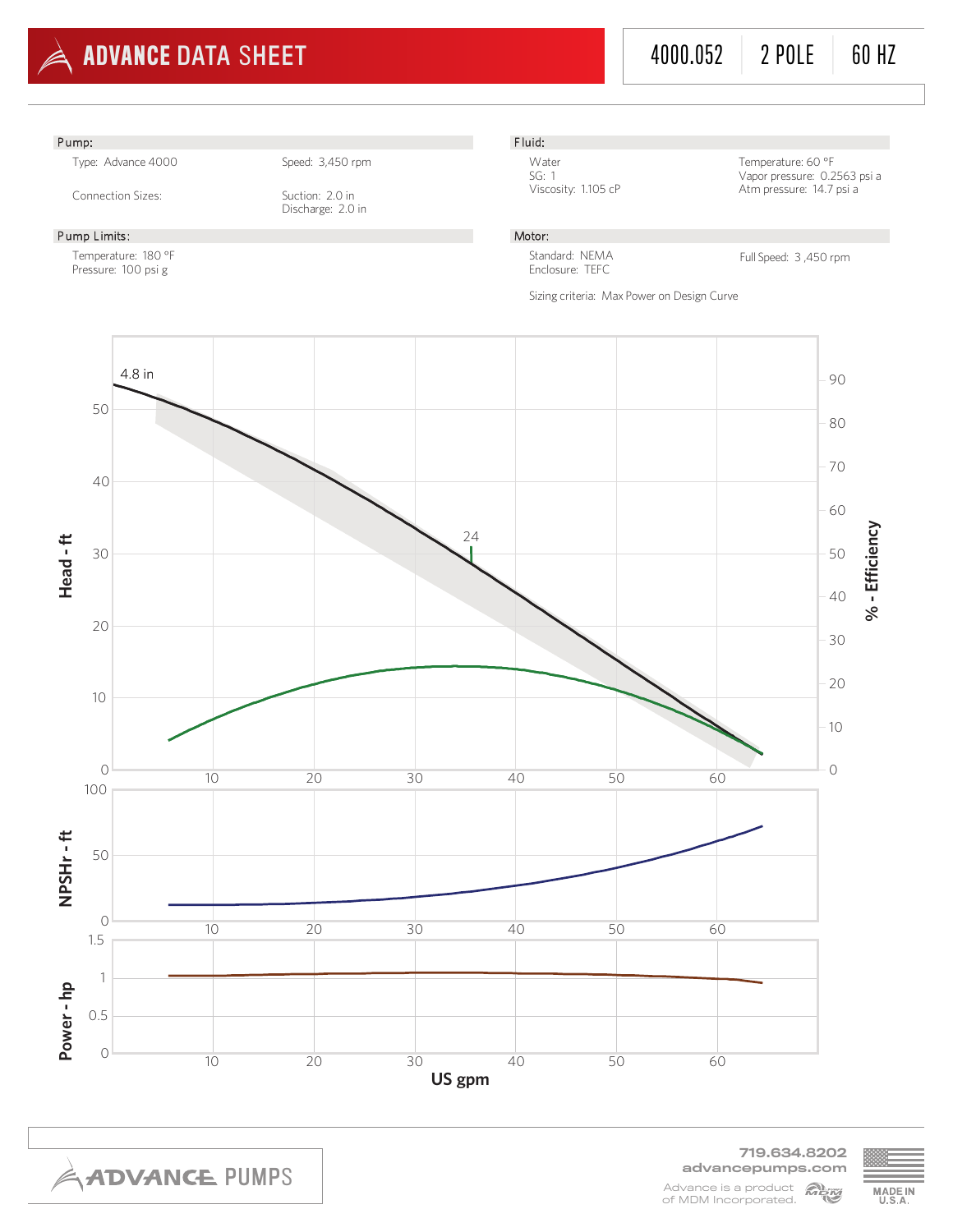# ADVANCE DATA SHEET

4000.052 | 2 POLE | 60 HZ

## Pump:

Type: Advance 4000

Speed: 3,450 rpm

Connection Sizes:

Suction: 2.0 in
Discharge: 2.0 in

## Pump Limits:

Temperature: 180 °F
Pressure: 100 psi g

## Fluid:

Water
SG: 1
Viscosity: 1.105 cP

Temperature: 60 °F
Vapor pressure: 0.2563 psi a
Atm pressure: 14.7 psi a

## Motor:

Standard: NEMA
Enclosure: TEFC

Full Speed: 3 ,450 rpm

Sizing criteria: Max Power on Design Curve

Head - ft | % - Efficiency | 4.8 in | 24

NPSHr - ft

Power - hp

US gpm

ADVANCE PUMPS

719.634.8202
advancepumps.com

Advance is a product of MDM Incorporated.

MADE IN U.S.A.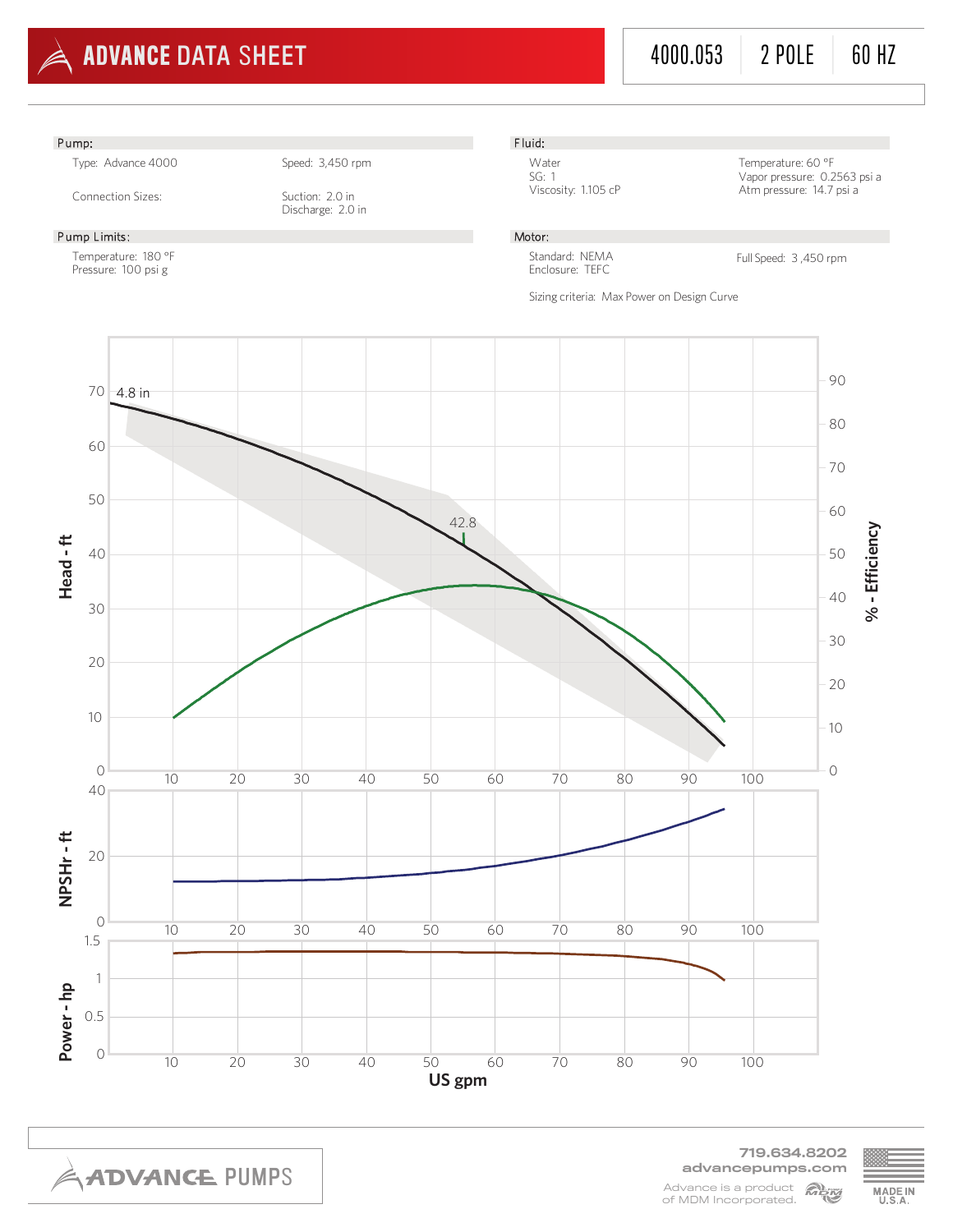# ADVANCE DATA SHEET

4000.053 | 2 POLE | 60 HZ

## Pump:

Type: Advance 4000

Speed: 3,450 rpm

Connection Sizes:

Suction: 2.0 in
Discharge: 2.0 in

## Pump Limits:

Temperature: 180 °F
Pressure: 100 psi g

## Fluid:

Water
SG: 1
Viscosity: 1.105 cP

Temperature: 60 °F
Vapor pressure: 0.2563 psi a
Atm pressure: 14.7 psi a

## Motor:

Standard: NEMA
Enclosure: TEFC

Full Speed: 3,450 rpm

Sizing criteria: Max Power on Design Curve

4.8 in

42.8

Head - ft

% - Efficiency

NPSHr - ft

Power - hp

US gpm

ADVANCE PUMPS

719.634.8202
advancepumps.com

Advance is a product of MDM Incorporated.

MADE IN U.S.A.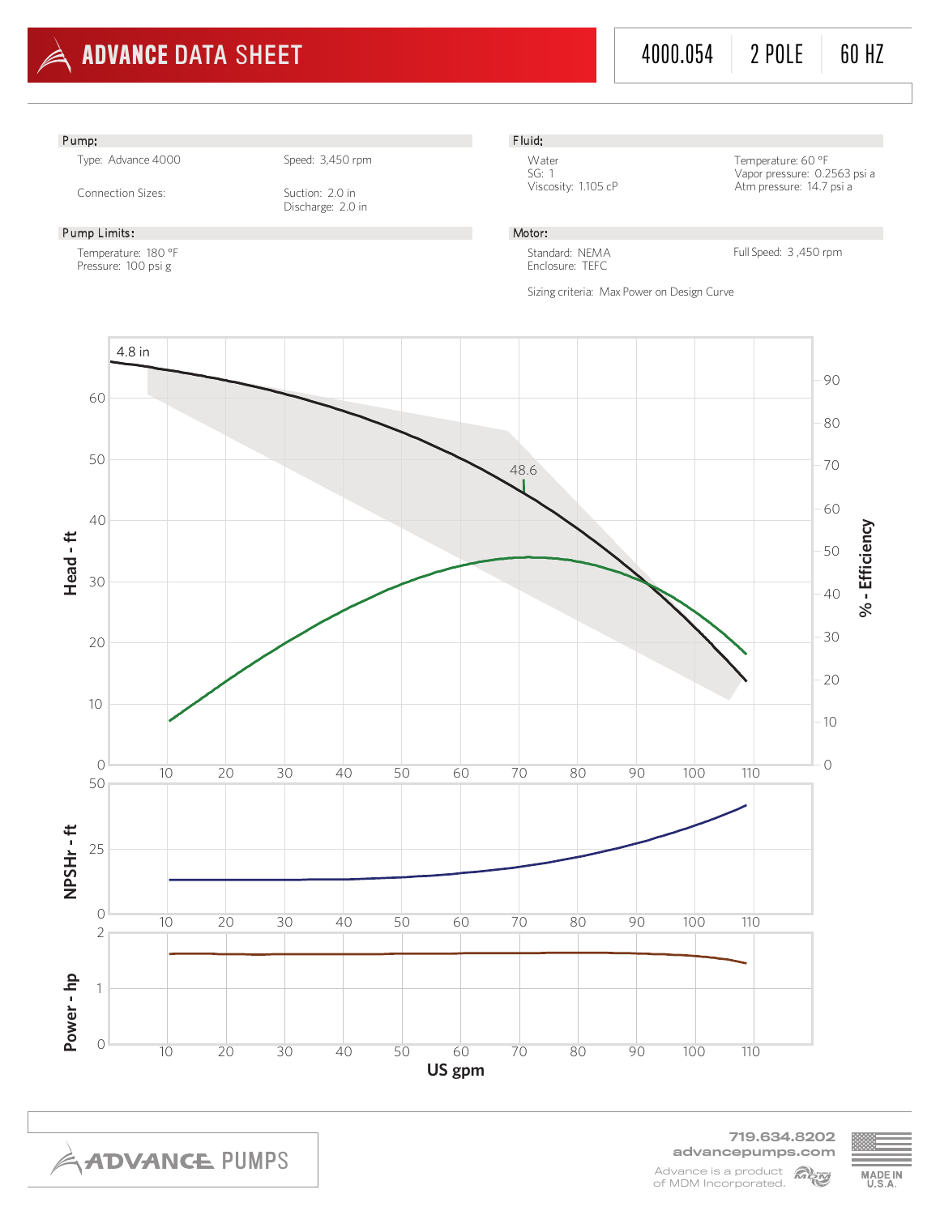# ADVANCE DATA SHEET

4000.054 | 2 POLE | 60 HZ

**Pump:**

Type: Advance 4000

Speed: 3,450 rpm

Connection Sizes:

Suction: 2.0 in
Discharge: 2.0 in

**Pump Limits:**

Temperature: 180 °F
Pressure: 100 psi g

**Fluid:**

Water
SG: 1
Viscosity: 1.105 cP

Temperature: 60 °F
Vapor pressure: 0.2563 psi a
Atm pressure: 14.7 psi a

**Motor:**

Standard: NEMA
Enclosure: TEFC

Full Speed: 3,450 rpm

Sizing criteria: Max Power on Design Curve

4.8 in

48.6

Head - ft

% - Efficiency

NPSHr - ft

Power - hp

US gpm

719.634.8202
advancepumps.com

Advance is a product of MDM Incorporated.

MADE IN U.S.A.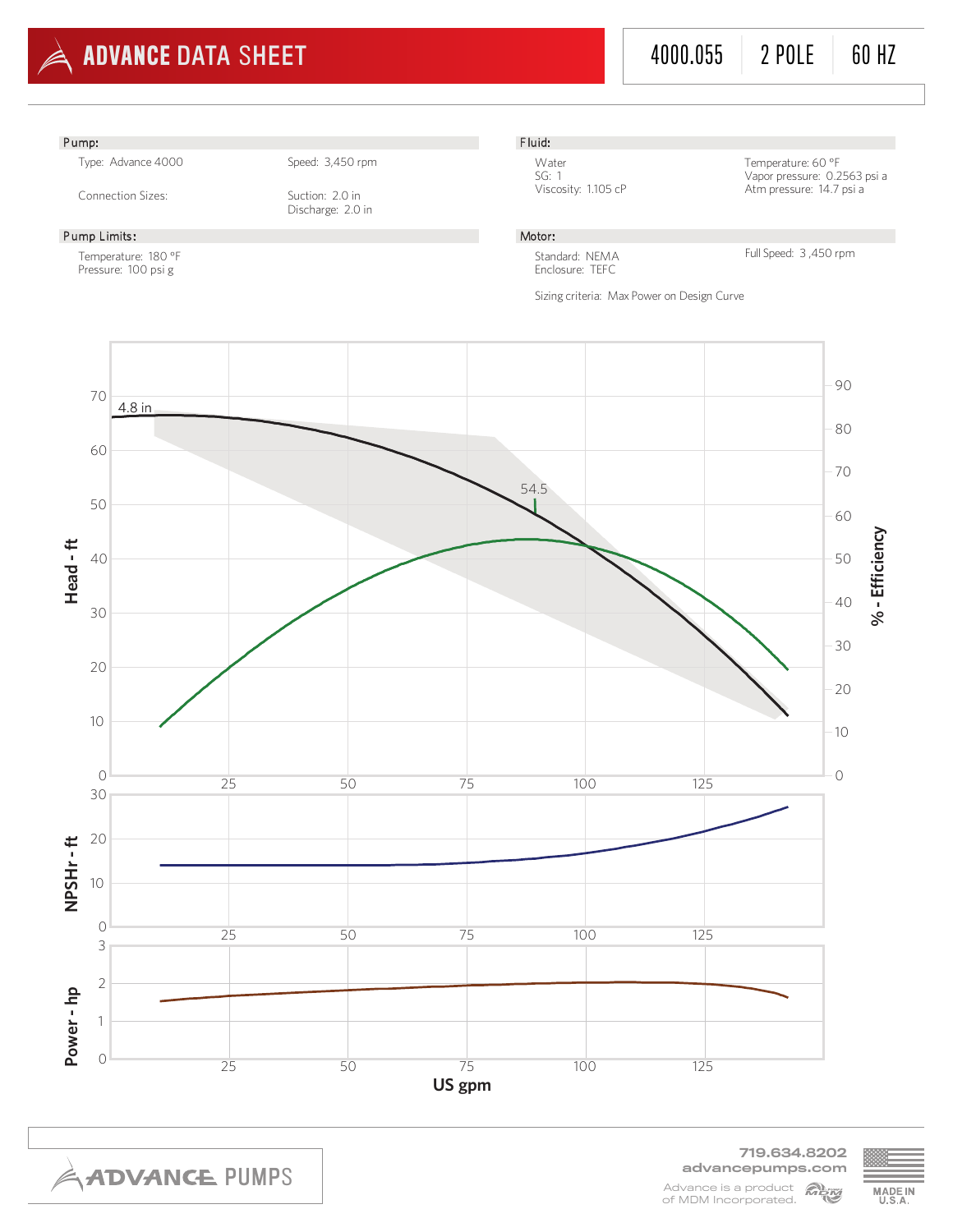# ADVANCE DATA SHEET

4000.055 | 2 POLE | 60 HZ

**Pump:**

Type: Advance 4000

Speed: 3,450 rpm

Connection Sizes:

Suction: 2.0 in
Discharge: 2.0 in

**Pump Limits:**

Temperature: 180 °F
Pressure: 100 psi g

**Fluid:**

Water
SG: 1
Viscosity: 1.105 cP

Temperature: 60 °F
Vapor pressure: 0.2563 psi a
Atm pressure: 14.7 psi a

**Motor:**

Standard: NEMA
Enclosure: TEFC

Full Speed: 3,450 rpm

Sizing criteria: Max Power on Design Curve

Head - ft (0–70) / % - Efficiency (0–90) vs. US gpm (25–125); curve labeled 4.8 in; peak efficiency 54.5

NPSHr - ft (0–30) vs. US gpm

Power - hp (0–3) vs. US gpm

US gpm

ADVANCE PUMPS

719.634.8202
advancepumps.com
Advance is a product of MDM Incorporated.
MADE IN U.S.A.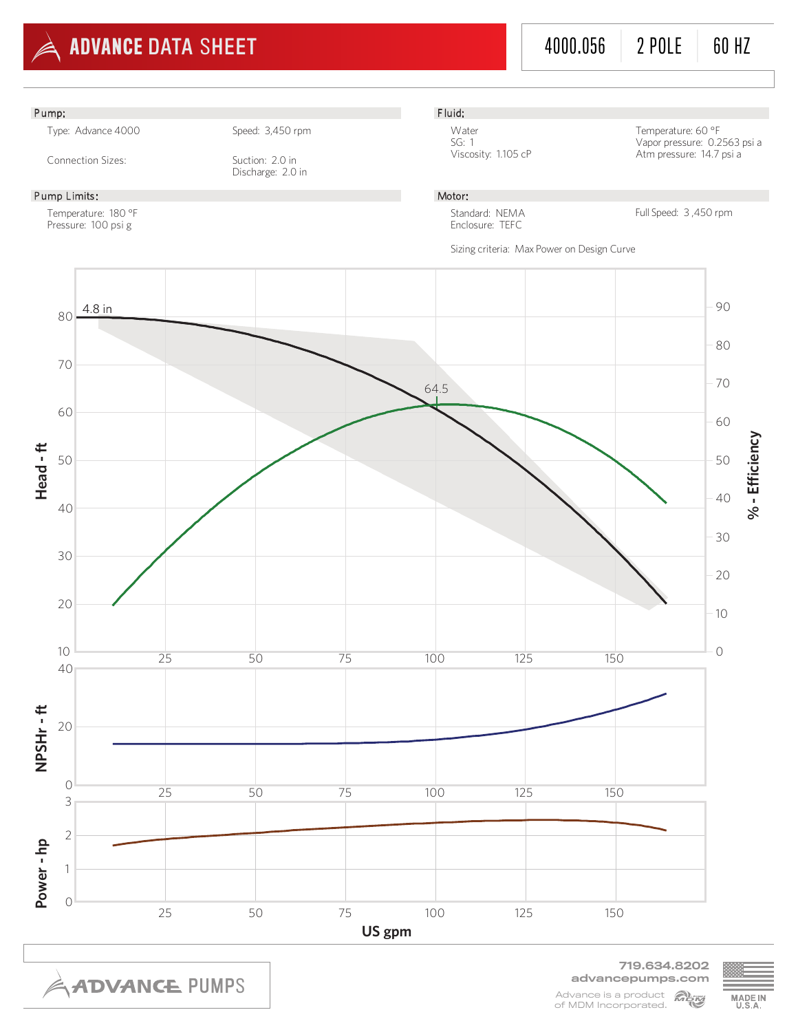# ADVANCE DATA SHEET

4000.056 | 2 POLE | 60 HZ

## Pump:

Type: Advance 4000

Speed: 3,450 rpm

Connection Sizes:

Suction: 2.0 in
Discharge: 2.0 in

## Fluid:

Water
SG: 1
Viscosity: 1.105 cP

Temperature: 60 °F
Vapor pressure: 0.2563 psi a
Atm pressure: 14.7 psi a

## Pump Limits:

Temperature: 180 °F
Pressure: 100 psi g

## Motor:

Standard: NEMA
Enclosure: TEFC

Full Speed: 3,450 rpm

Sizing criteria: Max Power on Design Curve

Head - ft | % - Efficiency | 4.8 in | 64.5

NPSHr - ft

Power - hp

US gpm

719.634.8202
advancepumps.com
Advance is a product of MDM Incorporated.

MADE IN U.S.A.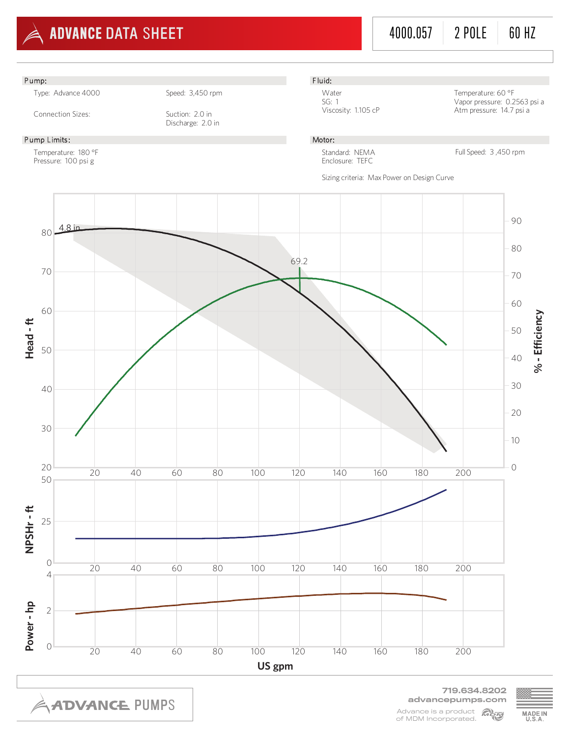# ADVANCE DATA SHEET

4000.057 | 2 POLE | 60 HZ

## Pump:

Type: Advance 4000

Speed: 3,450 rpm

Connection Sizes:

Suction: 2.0 in
Discharge: 2.0 in

## Fluid:

Water
SG: 1
Viscosity: 1.105 cP

Temperature: 60 °F
Vapor pressure: 0.2563 psi a
Atm pressure: 14.7 psi a

## Pump Limits:

Temperature: 180 °F
Pressure: 100 psi g

## Motor:

Standard: NEMA
Enclosure: TEFC

Full Speed: 3,450 rpm

Sizing criteria: Max Power on Design Curve

4.8 in

69.2

Head - ft

% - Efficiency

NPSHr - ft

Power - hp

US gpm

719.634.8202
advancepumps.com

Advance is a product of MDM Incorporated.

MADE IN U.S.A.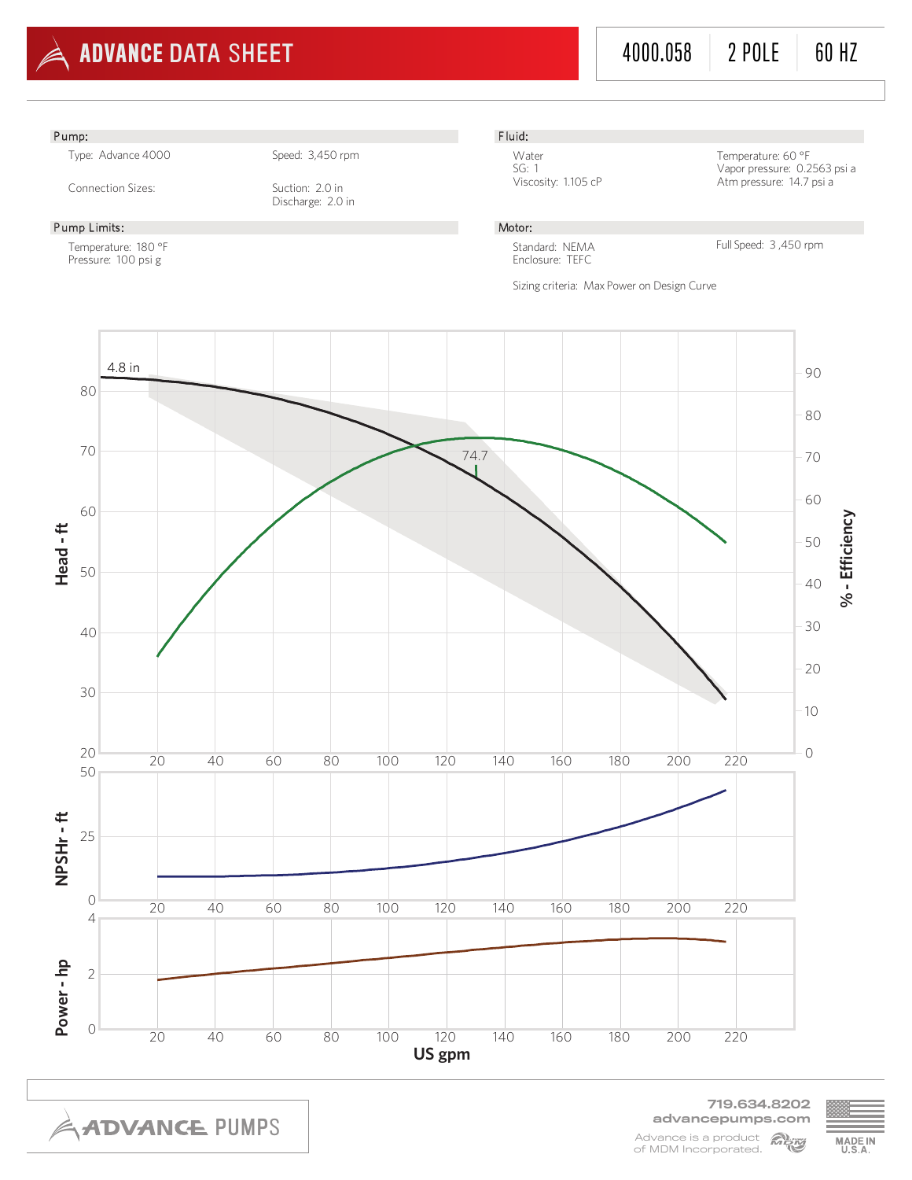# ADVANCE DATA SHEET

4000.058 | 2 POLE | 60 HZ

**Pump:**

Type: Advance 4000

Speed: 3,450 rpm

Connection Sizes:

Suction: 2.0 in
Discharge: 2.0 in

**Pump Limits:**

Temperature: 180 °F
Pressure: 100 psi g

**Fluid:**

Water
SG: 1
Viscosity: 1.105 cP

Temperature: 60 °F
Vapor pressure: 0.2563 psi a
Atm pressure: 14.7 psi a

**Motor:**

Standard: NEMA
Enclosure: TEFC

Full Speed: 3 ,450 rpm

Sizing criteria: Max Power on Design Curve

4.8 in

74.7

Head - ft

% - Efficiency

NPSHr - ft

Power - hp

US gpm

719.634.8202
advancepumps.com

Advance is a product of MDM Incorporated.

MADE IN U.S.A.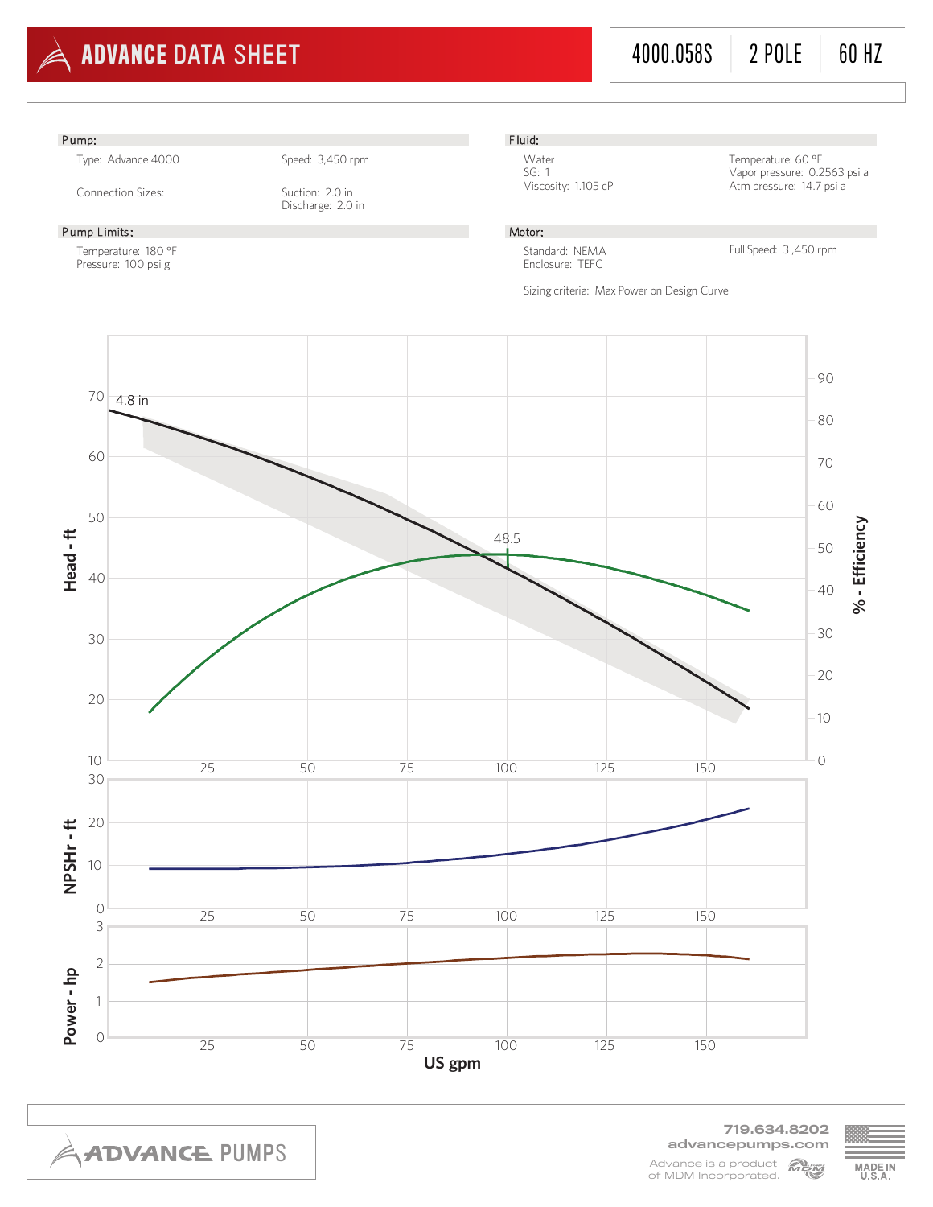# ADVANCE DATA SHEET

4000.058S | 2 POLE | 60 HZ

## Pump:

Type: Advance 4000

Speed: 3,450 rpm

Connection Sizes:

Suction: 2.0 in
Discharge: 2.0 in

## Pump Limits:

Temperature: 180 °F
Pressure: 100 psi g

## Fluid:

Water
SG: 1
Viscosity: 1.105 cP

Temperature: 60 °F
Vapor pressure: 0.2563 psi a
Atm pressure: 14.7 psi a

## Motor:

Standard: NEMA
Enclosure: TEFC

Full Speed: 3,450 rpm

Sizing criteria: Max Power on Design Curve

Head - ft | % - Efficiency | NPSHr - ft | Power - hp | US gpm

4.8 in

48.5

ADVANCE PUMPS

719.634.8202
advancepumps.com

Advance is a product of MDM Incorporated.

MADE IN U.S.A.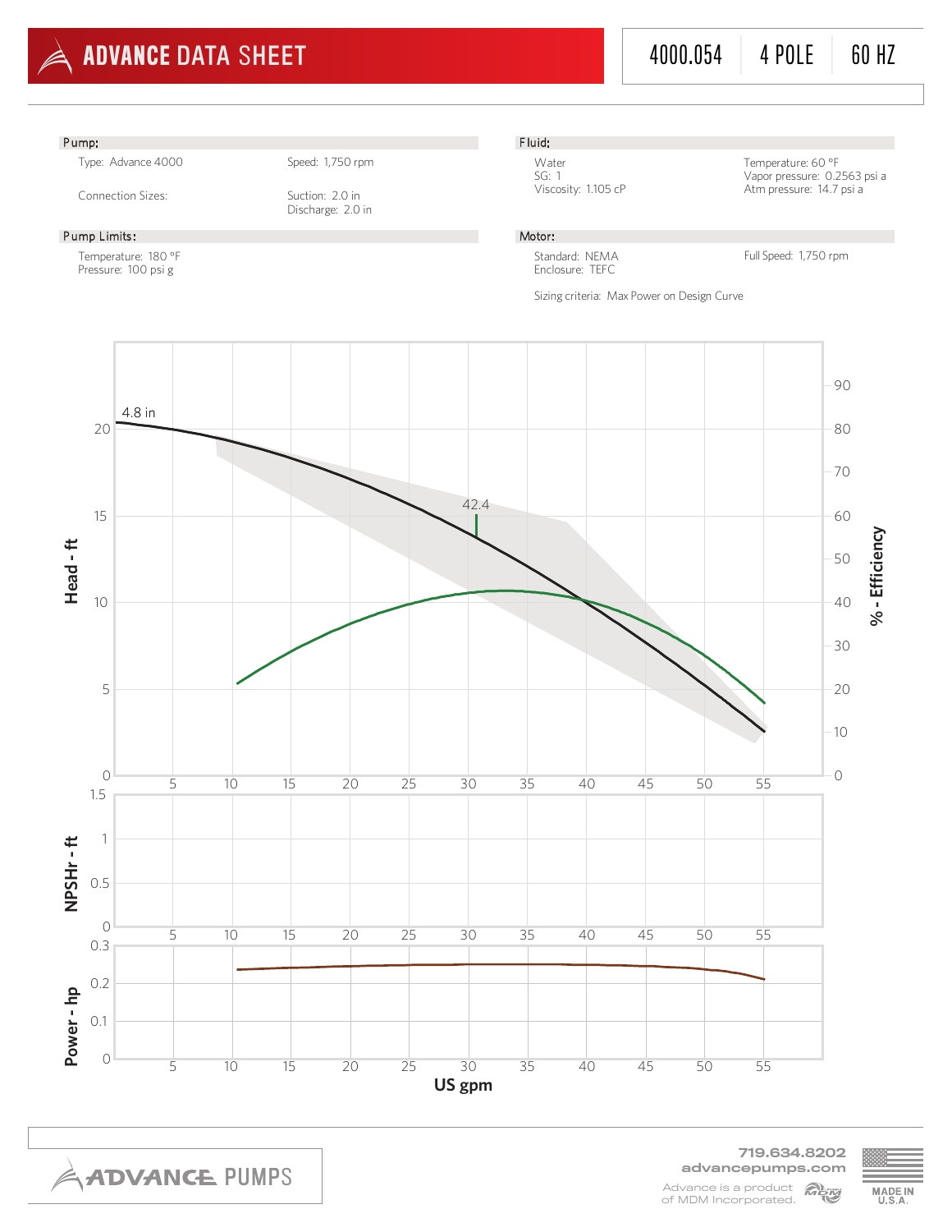# ADVANCE DATA SHEET

4000.054 | 4 POLE | 60 HZ

**Pump:**

Type: Advance 4000

Speed: 1,750 rpm

Connection Sizes:

Suction: 2.0 in
Discharge: 2.0 in

**Pump Limits:**

Temperature: 180 °F
Pressure: 100 psi g

**Fluid:**

Water
SG: 1
Viscosity: 1.105 cP

Temperature: 60 °F
Vapor pressure: 0.2563 psi a
Atm pressure: 14.7 psi a

**Motor:**

Standard: NEMA
Enclosure: TEFC

Full Speed: 1,750 rpm

Sizing criteria: Max Power on Design Curve

4.8 in

42.4

Head - ft

% - Efficiency

NPSHr - ft

Power - hp

US gpm

719.634.8202
advancepumps.com
Advance is a product of MDM Incorporated.

MADE IN U.S.A.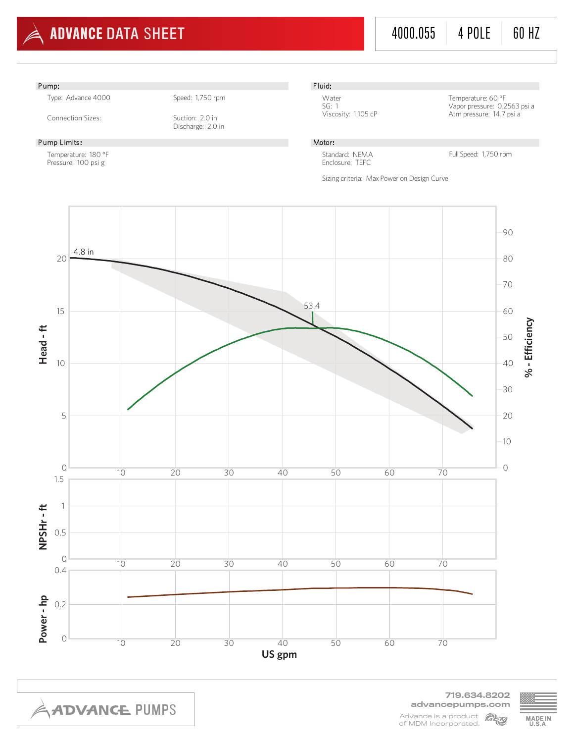# ADVANCE DATA SHEET

4000.055 | 4 POLE | 60 HZ

**Pump:**

Type: Advance 4000

Speed: 1,750 rpm

Connection Sizes:

Suction: 2.0 in
Discharge: 2.0 in

**Pump Limits:**

Temperature: 180 °F
Pressure: 100 psi g

**Fluid:**

Water
SG: 1
Viscosity: 1.105 cP

Temperature: 60 °F
Vapor pressure: 0.2563 psi a
Atm pressure: 14.7 psi a

**Motor:**

Standard: NEMA
Enclosure: TEFC

Full Speed: 1,750 rpm

Sizing criteria: Max Power on Design Curve

Head - ft | % - Efficiency | 4.8 in | 53.4

NPSHr - ft

Power - hp

US gpm

ADVANCE PUMPS

719.634.8202
advancepumps.com

Advance is a product of MDM Incorporated.

MADE IN U.S.A.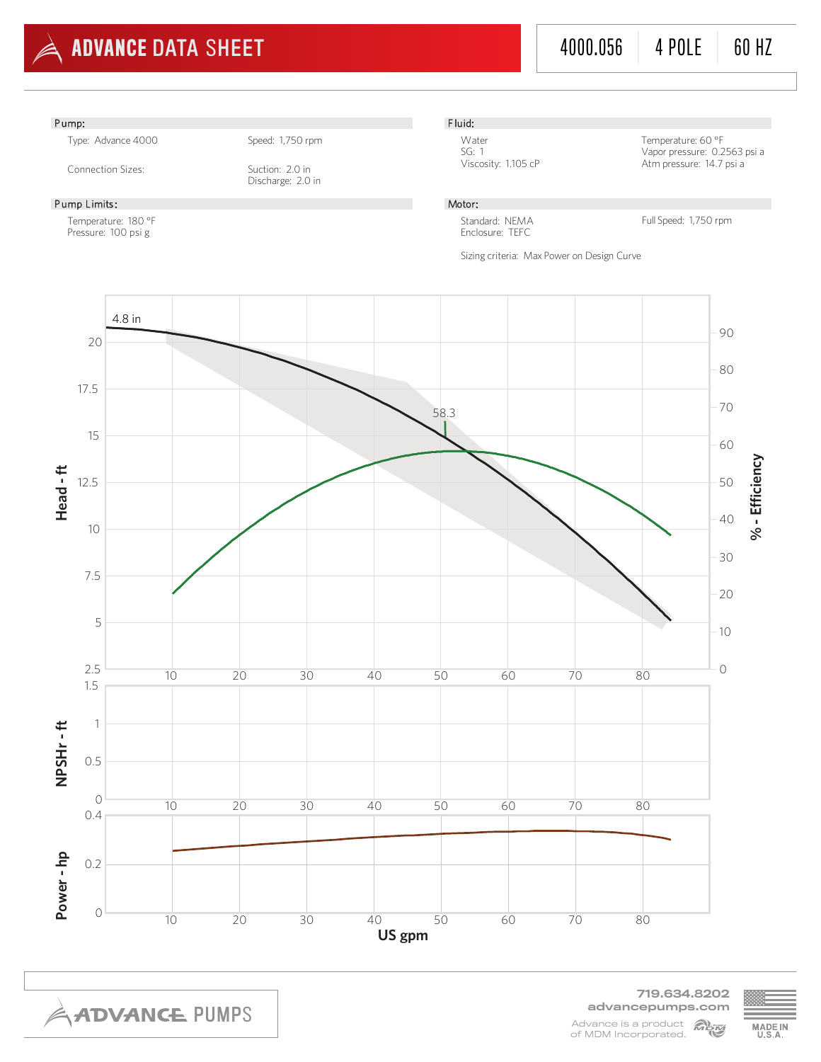# ADVANCE DATA SHEET

4000.056 | 4 POLE | 60 HZ

**Pump:**

Type: Advance 4000

Speed: 1,750 rpm

Connection Sizes:

Suction: 2.0 in
Discharge: 2.0 in

**Pump Limits:**

Temperature: 180 °F
Pressure: 100 psi g

**Fluid:**

Water
SG: 1
Viscosity: 1.105 cP

Temperature: 60 °F
Vapor pressure: 0.2563 psi a
Atm pressure: 14.7 psi a

**Motor:**

Standard: NEMA
Enclosure: TEFC

Full Speed: 1,750 rpm

Sizing criteria: Max Power on Design Curve

4.8 in

58.3

Head - ft

% - Efficiency

NPSHr - ft

Power - hp

US gpm

ADVANCE PUMPS

719.634.8202
advancepumps.com

Advance is a product of MDM Incorporated.

MADE IN U.S.A.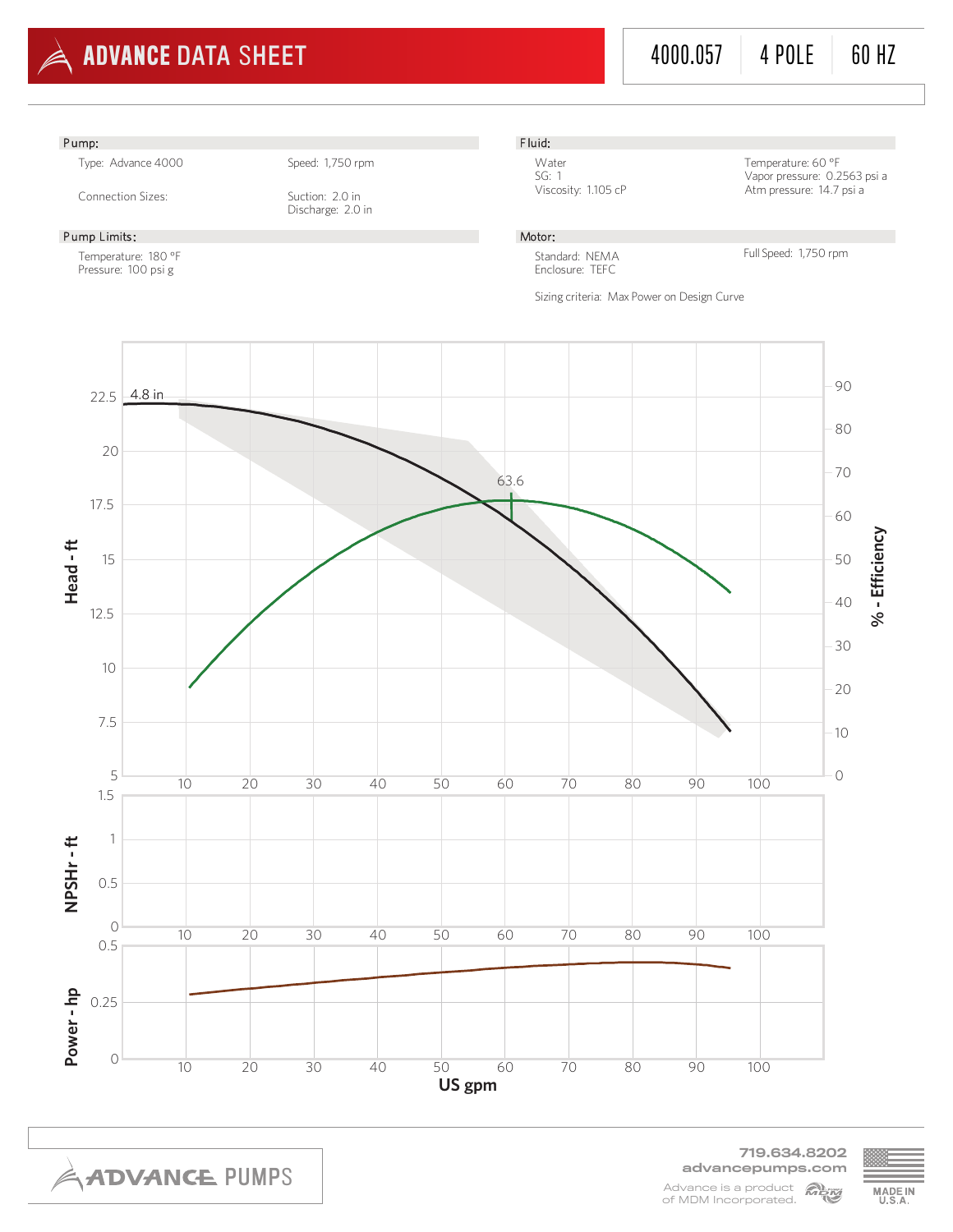# ADVANCE DATA SHEET

4000.057 | 4 POLE | 60 HZ

**Pump:**

Type: Advance 4000

Speed: 1,750 rpm

Connection Sizes:

Suction: 2.0 in
Discharge: 2.0 in

**Pump Limits:**

Temperature: 180 °F
Pressure: 100 psi g

**Fluid:**

Water
SG: 1
Viscosity: 1.105 cP

Temperature: 60 °F
Vapor pressure: 0.2563 psi a
Atm pressure: 14.7 psi a

**Motor:**

Standard: NEMA
Enclosure: TEFC

Full Speed: 1,750 rpm

Sizing criteria: Max Power on Design Curve

4.8 in

63.6

Head - ft

% - Efficiency

NPSHr - ft

Power - hp

US gpm

719.634.8202
advancepumps.com

Advance is a product of MDM Incorporated.

MADE IN U.S.A.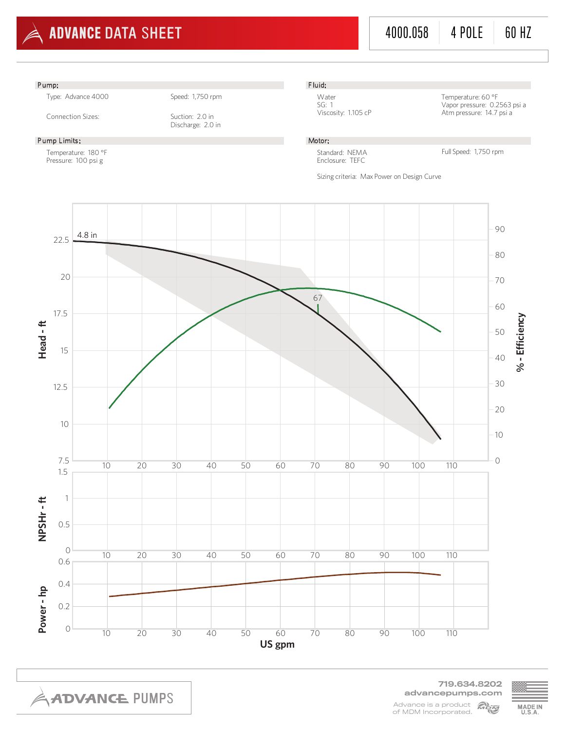# ADVANCE DATA SHEET

4000.058 | 4 POLE | 60 HZ

**Pump:**

Type: Advance 4000

Speed: 1,750 rpm

Connection Sizes:

Suction: 2.0 in
Discharge: 2.0 in

**Pump Limits:**

Temperature: 180 °F
Pressure: 100 psi g

**Fluid:**

Water
SG: 1
Viscosity: 1.105 cP

Temperature: 60 °F
Vapor pressure: 0.2563 psi a
Atm pressure: 14.7 psi a

**Motor:**

Standard: NEMA
Enclosure: TEFC

Full Speed: 1,750 rpm

Sizing criteria: Max Power on Design Curve

4.8 in

67

Head - ft

% - Efficiency

NPSHr - ft

Power - hp

US gpm

719.634.8202
advancepumps.com

Advance is a product of MDM Incorporated.

MADE IN U.S.A.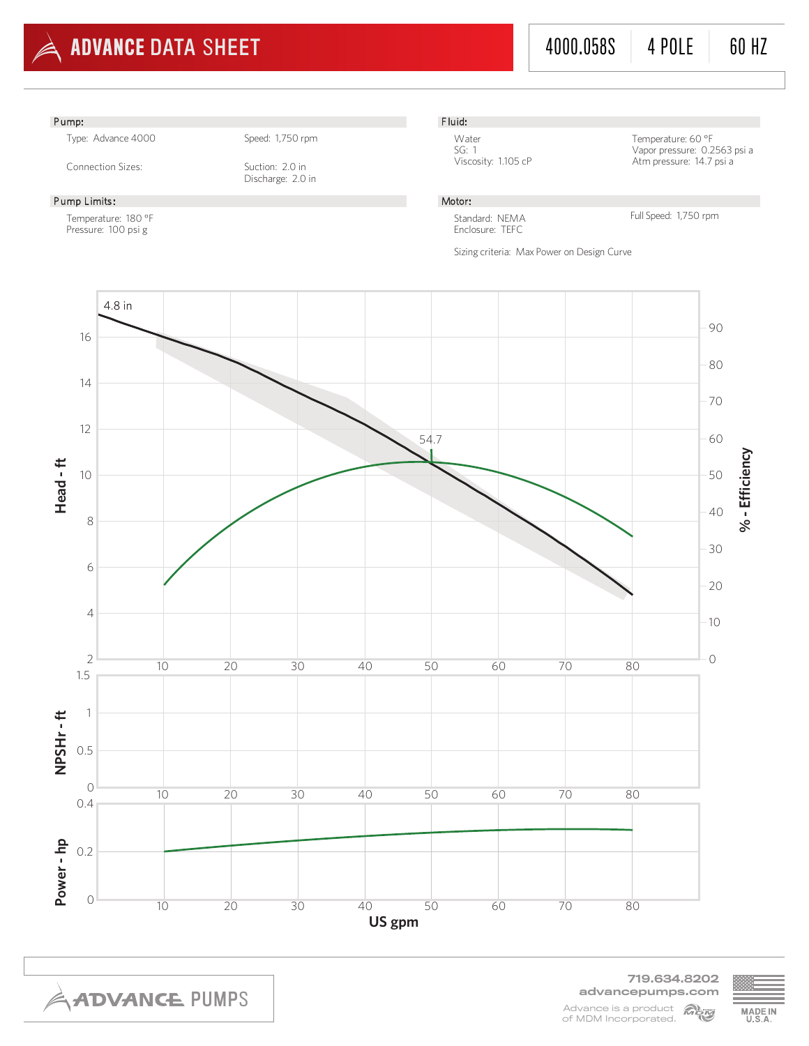# ADVANCE DATA SHEET

4000.058S | 4 POLE | 60 HZ

**Pump:**

Type: Advance 4000

Speed: 1,750 rpm

Connection Sizes:

Suction: 2.0 in
Discharge: 2.0 in

**Pump Limits:**

Temperature: 180 °F
Pressure: 100 psi g

**Fluid:**

Water
SG: 1
Viscosity: 1.105 cP

Temperature: 60 °F
Vapor pressure: 0.2563 psi a
Atm pressure: 14.7 psi a

**Motor:**

Standard: NEMA
Enclosure: TEFC

Full Speed: 1,750 rpm

Sizing criteria: Max Power on Design Curve

4.8 in
54.7
Head - ft
2 4 6 8 10 12 14 16
% - Efficiency
0 10 20 30 40 50 60 70 80 90
10 20 30 40 50 60 70 80

NPSHr - ft
0 0.5 1 1.5
10 20 30 40 50 60 70 80

Power - hp
0 0.2 0.4
10 20 30 40 50 60 70 80

US gpm

ADVANCE PUMPS

719.634.8202
advancepumps.com

Advance is a product of MDM Incorporated.

MADE IN U.S.A.